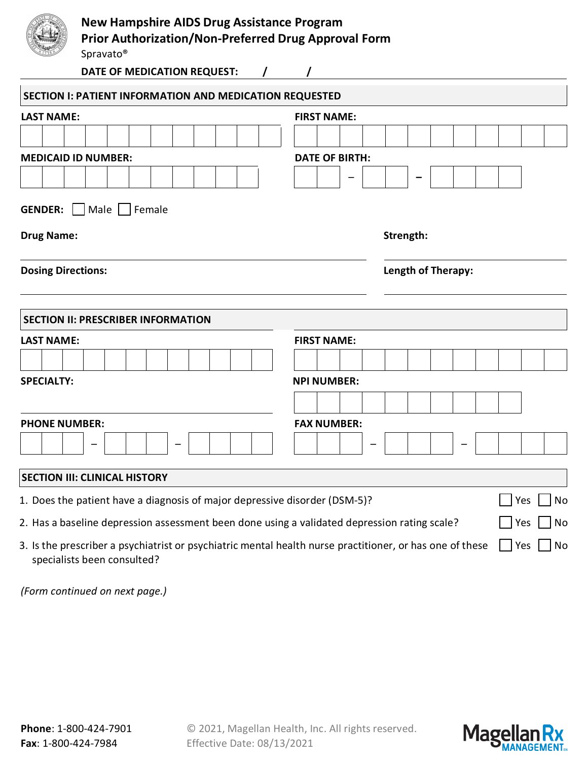# New Hampshire AIDS Drug Assistance Program
## Prior Authorization/Non-Preferred Drug Approval Form

Spravato®

**DATE OF MEDICATION REQUEST:** ____ / ____ / ____

## SECTION I: PATIENT INFORMATION AND MEDICATION REQUESTED

**LAST NAME:** ______________________ **FIRST NAME:** ______________________

**MEDICAID ID NUMBER:** ______________________ **DATE OF BIRTH:** ____ – ____ – ________

**GENDER:** ☐ Male ☐ Female

**Drug Name:** ______________________ **Strength:** ______________________

**Dosing Directions:** ______________________ **Length of Therapy:** ______________________

## SECTION II: PRESCRIBER INFORMATION

**LAST NAME:** ______________________ **FIRST NAME:** ______________________

**SPECIALTY:** ______________________ **NPI NUMBER:** ______________________

**PHONE NUMBER:** ____ – ____ – ________ **FAX NUMBER:** ____ – ____ – ________

## SECTION III: CLINICAL HISTORY

1. Does the patient have a diagnosis of major depressive disorder (DSM-5)? ☐ Yes ☐ No
2. Has a baseline depression assessment been done using a validated depression rating scale? ☐ Yes ☐ No
3. Is the prescriber a psychiatrist or psychiatric mental health nurse practitioner, or has one of these specialists been consulted? ☐ Yes ☐ No

*(Form continued on next page.)*

**Phone**: 1-800-424-7901
**Fax**: 1-800-424-7984

© 2021, Magellan Health, Inc. All rights reserved.
Effective Date: 08/13/2021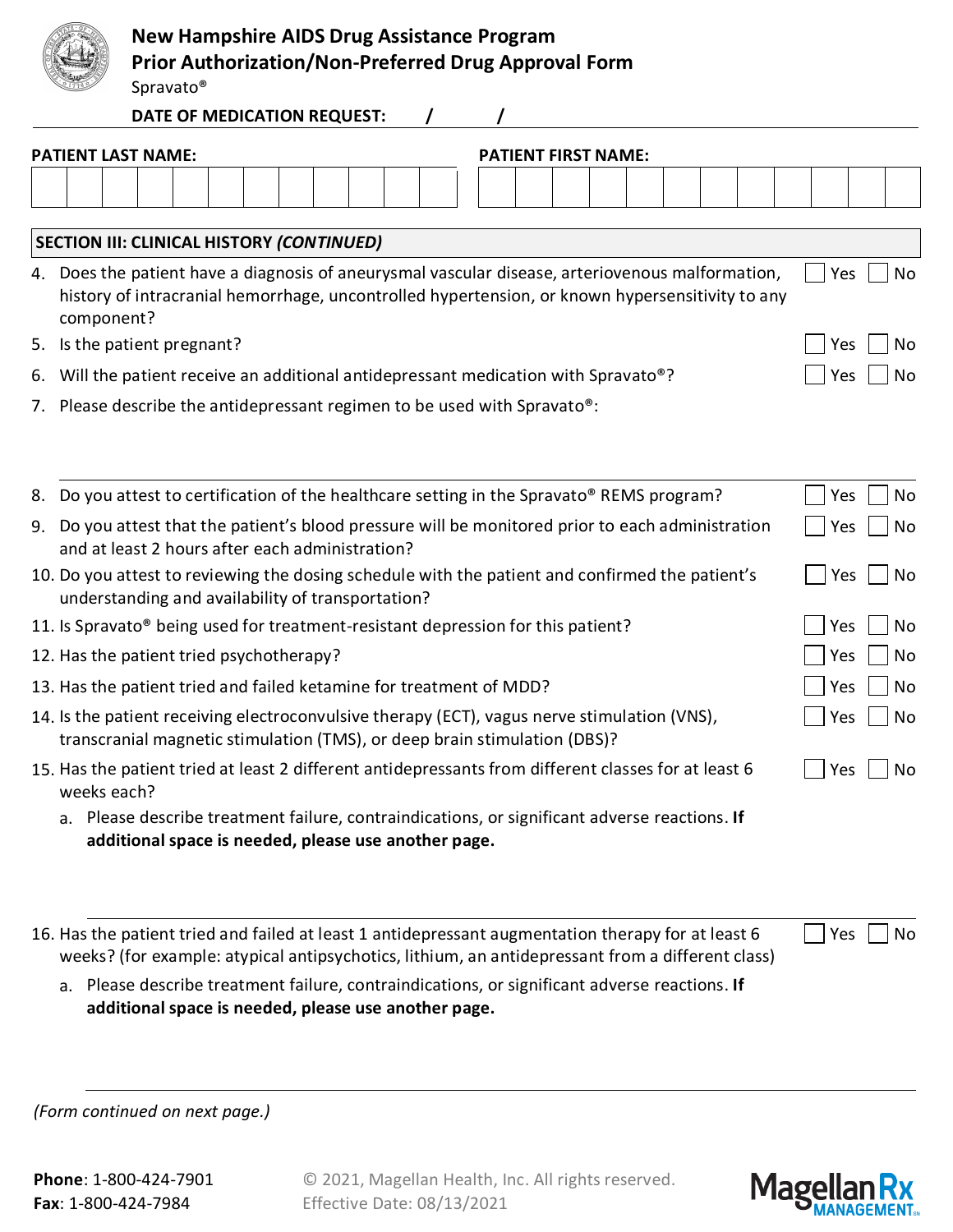# New Hampshire AIDS Drug Assistance Program
## Prior Authorization/Non-Preferred Drug Approval Form

Spravato®

**DATE OF MEDICATION REQUEST:** / /

| **PATIENT LAST NAME:** | **PATIENT FIRST NAME:** |
|---|---|
| | |

### SECTION III: CLINICAL HISTORY *(CONTINUED)*

4. Does the patient have a diagnosis of aneurysmal vascular disease, arteriovenous malformation, history of intracranial hemorrhage, uncontrolled hypertension, or known hypersensitivity to any component? ☐ Yes ☐ No
5. Is the patient pregnant? ☐ Yes ☐ No
6. Will the patient receive an additional antidepressant medication with Spravato®? ☐ Yes ☐ No
7. Please describe the antidepressant regimen to be used with Spravato®:

___________________________________________

8. Do you attest to certification of the healthcare setting in the Spravato® REMS program? ☐ Yes ☐ No
9. Do you attest that the patient's blood pressure will be monitored prior to each administration and at least 2 hours after each administration? ☐ Yes ☐ No
10. Do you attest to reviewing the dosing schedule with the patient and confirmed the patient's understanding and availability of transportation? ☐ Yes ☐ No
11. Is Spravato® being used for treatment-resistant depression for this patient? ☐ Yes ☐ No
12. Has the patient tried psychotherapy? ☐ Yes ☐ No
13. Has the patient tried and failed ketamine for treatment of MDD? ☐ Yes ☐ No
14. Is the patient receiving electroconvulsive therapy (ECT), vagus nerve stimulation (VNS), transcranial magnetic stimulation (TMS), or deep brain stimulation (DBS)? ☐ Yes ☐ No
15. Has the patient tried at least 2 different antidepressants from different classes for at least 6 weeks each? ☐ Yes ☐ No
    a. Please describe treatment failure, contraindications, or significant adverse reactions. **If additional space is needed, please use another page.**

___________________________________________

16. Has the patient tried and failed at least 1 antidepressant augmentation therapy for at least 6 weeks? (for example: atypical antipsychotics, lithium, an antidepressant from a different class) ☐ Yes ☐ No
    a. Please describe treatment failure, contraindications, or significant adverse reactions. **If additional space is needed, please use another page.**

___________________________________________

*(Form continued on next page.)*

**Phone**: 1-800-424-7901
**Fax**: 1-800-424-7984

© 2021, Magellan Health, Inc. All rights reserved.
Effective Date: 08/13/2021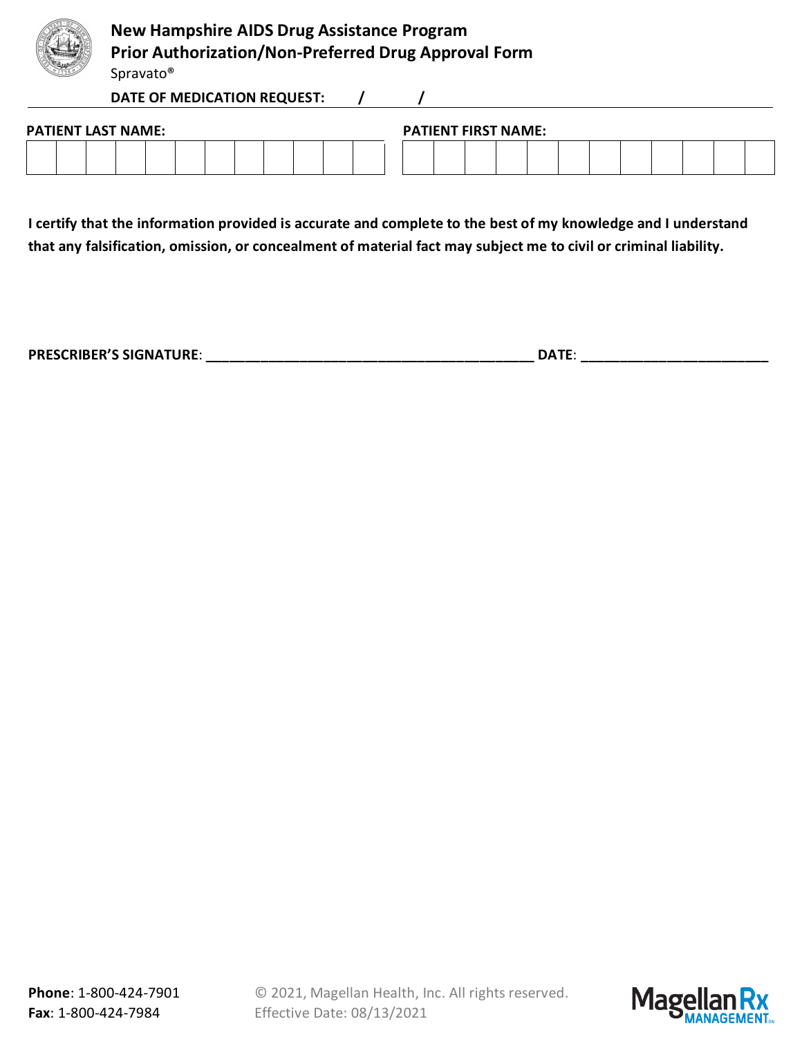**New Hampshire AIDS Drug Assistance Program**
**Prior Authorization/Non-Preferred Drug Approval Form**
Spravato®

**DATE OF MEDICATION REQUEST:** / /

| PATIENT LAST NAME: | | | | | | | | | | | |
|---|---|---|---|---|---|---|---|---|---|---|---|
| | | | | | | | | | | | |

| PATIENT FIRST NAME: | | | | | | | | | | | |
|---|---|---|---|---|---|---|---|---|---|---|---|
| | | | | | | | | | | | |

**I certify that the information provided is accurate and complete to the best of my knowledge and I understand that any falsification, omission, or concealment of material fact may subject me to civil or criminal liability.**

**PRESCRIBER'S SIGNATURE**: ___________________________________________ **DATE**: ________________________

**Phone**: 1-800-424-7901
**Fax**: 1-800-424-7984

© 2021, Magellan Health, Inc. All rights reserved.
Effective Date: 08/13/2021